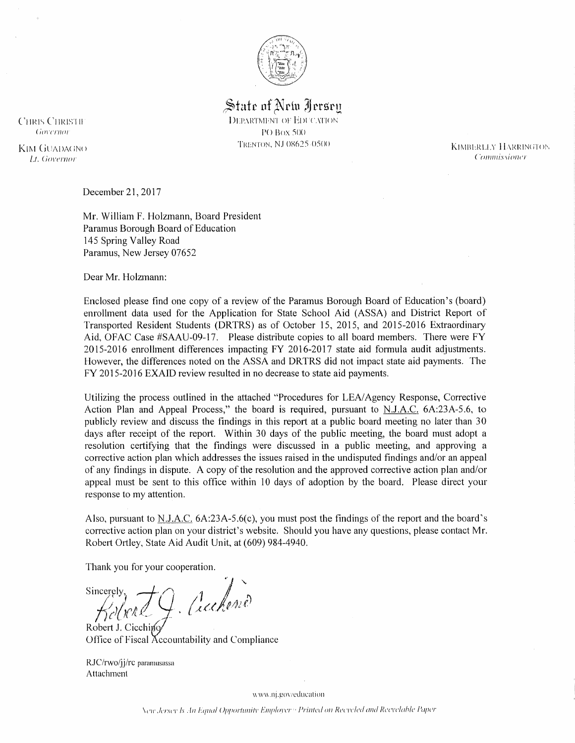# State of New Jersey

DEPARTMENT OF EDUCATION
PO Box 500
TRENTON, NJ 08625-0500

CHRIS CHRISTIE
*Governor*

KIM GUADAGNO
*Lt. Governor*

KIMBERLY HARRINGTON
*Commissioner*

December 21, 2017

Mr. William F. Holzmann, Board President
Paramus Borough Board of Education
145 Spring Valley Road
Paramus, New Jersey 07652

Dear Mr. Holzmann:

Enclosed please find one copy of a review of the Paramus Borough Board of Education's (board) enrollment data used for the Application for State School Aid (ASSA) and District Report of Transported Resident Students (DRTRS) as of October 15, 2015, and 2015-2016 Extraordinary Aid, OFAC Case #SAAU-09-17. Please distribute copies to all board members. There were FY 2015-2016 enrollment differences impacting FY 2016-2017 state aid formula audit adjustments. However, the differences noted on the ASSA and DRTRS did not impact state aid payments. The FY 2015-2016 EXAID review resulted in no decrease to state aid payments.

Utilizing the process outlined in the attached "Procedures for LEA/Agency Response, Corrective Action Plan and Appeal Process," the board is required, pursuant to N.J.A.C. 6A:23A-5.6, to publicly review and discuss the findings in this report at a public board meeting no later than 30 days after receipt of the report. Within 30 days of the public meeting, the board must adopt a resolution certifying that the findings were discussed in a public meeting, and approving a corrective action plan which addresses the issues raised in the undisputed findings and/or an appeal of any findings in dispute. A copy of the resolution and the approved corrective action plan and/or appeal must be sent to this office within 10 days of adoption by the board. Please direct your response to my attention.

Also, pursuant to N.J.A.C. 6A:23A-5.6(c), you must post the findings of the report and the board's corrective action plan on your district's website. Should you have any questions, please contact Mr. Robert Ortley, State Aid Audit Unit, at (609) 984-4940.

Thank you for your cooperation.

Sincerely,

Robert J. Cicchino
Office of Fiscal Accountability and Compliance

RJC/rwo/jj/rc paramusassa
Attachment

www.nj.gov/education

*New Jersey Is An Equal Opportunity Employer • Printed on Recycled and Recyclable Paper*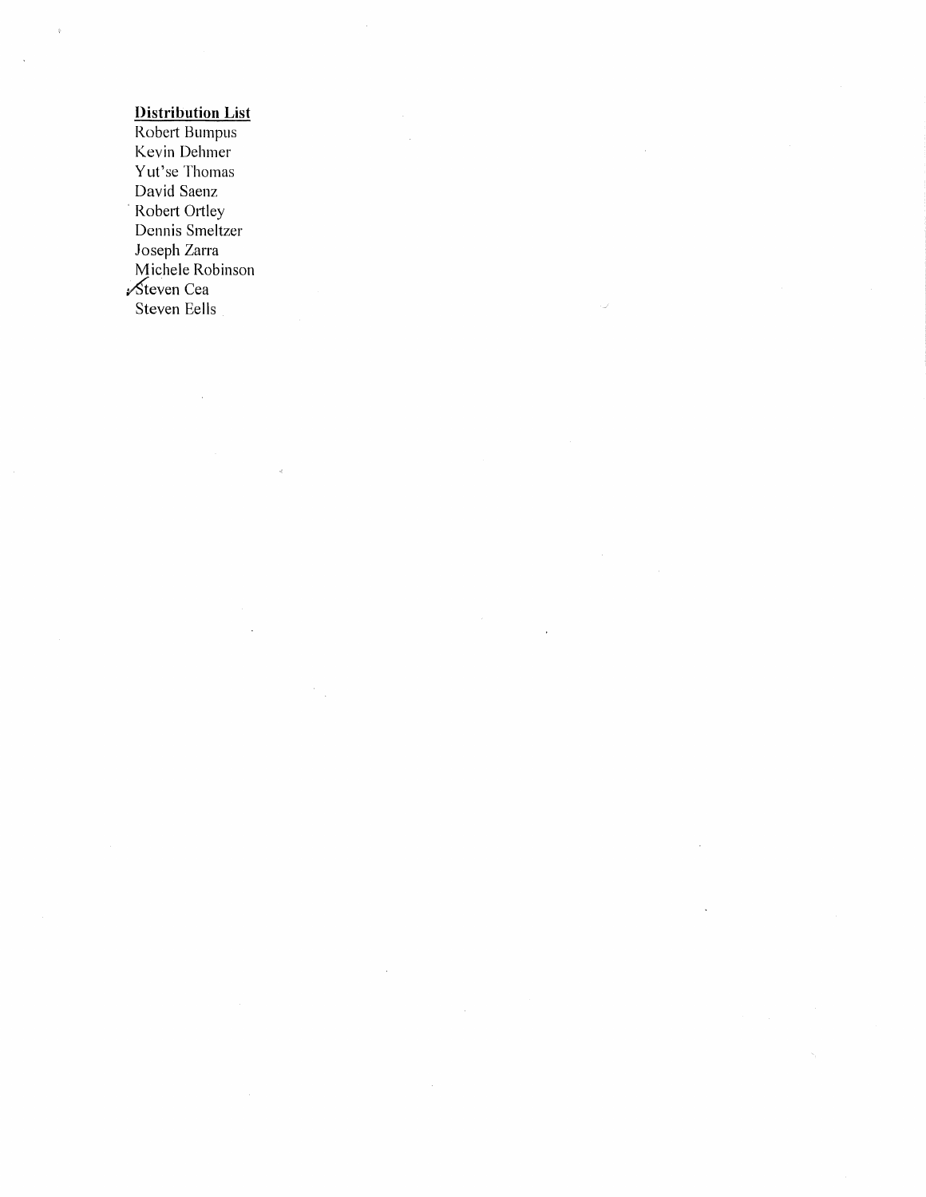**Distribution List**

Robert Bumpus
Kevin Dehmer
Yut'se Thomas
David Saenz
Robert Ortley
Dennis Smeltzer
Joseph Zarra
Michele Robinson
✓Steven Cea
Steven Eells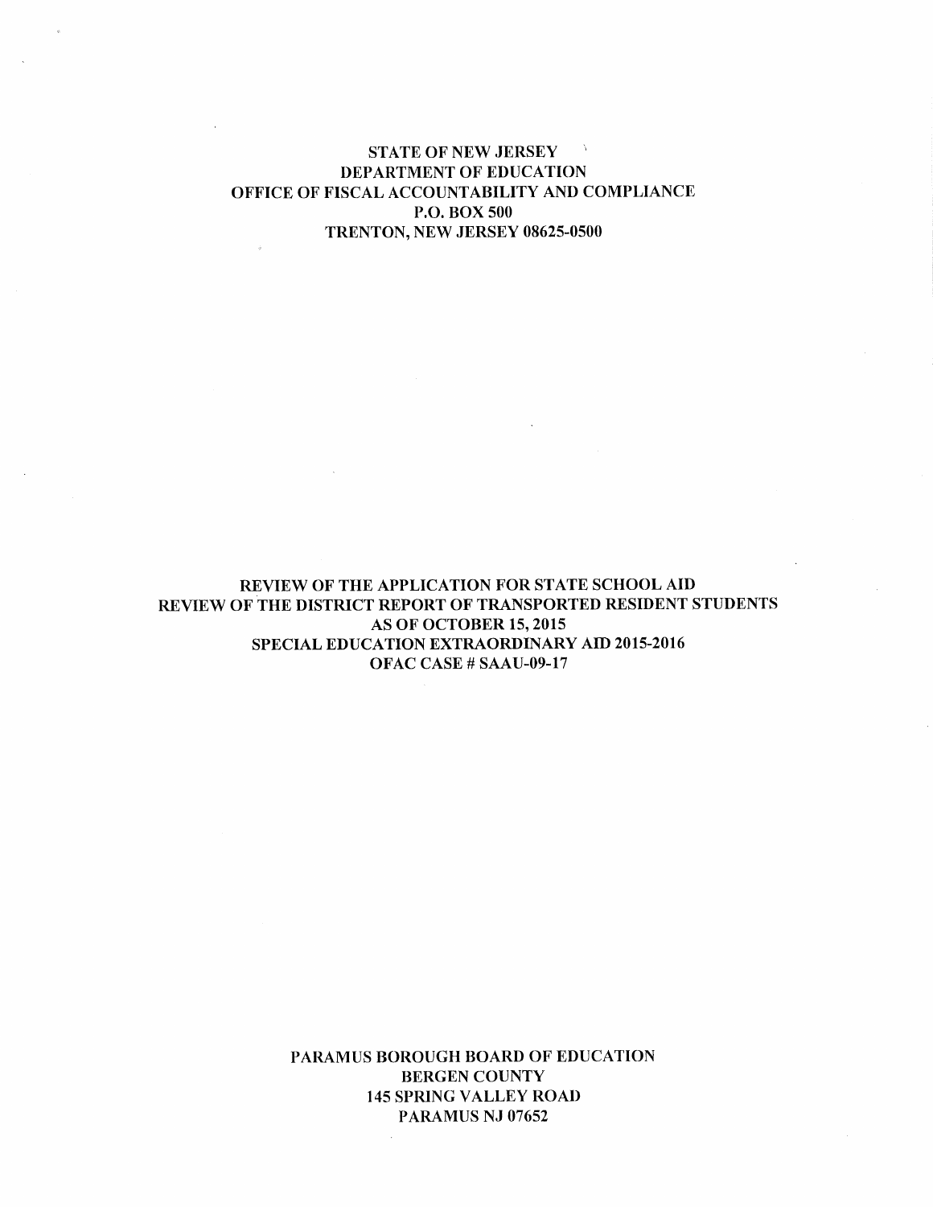STATE OF NEW JERSEY
DEPARTMENT OF EDUCATION
OFFICE OF FISCAL ACCOUNTABILITY AND COMPLIANCE
P.O. BOX 500
TRENTON, NEW JERSEY 08625-0500

# REVIEW OF THE APPLICATION FOR STATE SCHOOL AID
# REVIEW OF THE DISTRICT REPORT OF TRANSPORTED RESIDENT STUDENTS AS OF OCTOBER 15, 2015
# SPECIAL EDUCATION EXTRAORDINARY AID 2015-2016
# OFAC CASE # SAAU-09-17

PARAMUS BOROUGH BOARD OF EDUCATION
BERGEN COUNTY
145 SPRING VALLEY ROAD
PARAMUS NJ 07652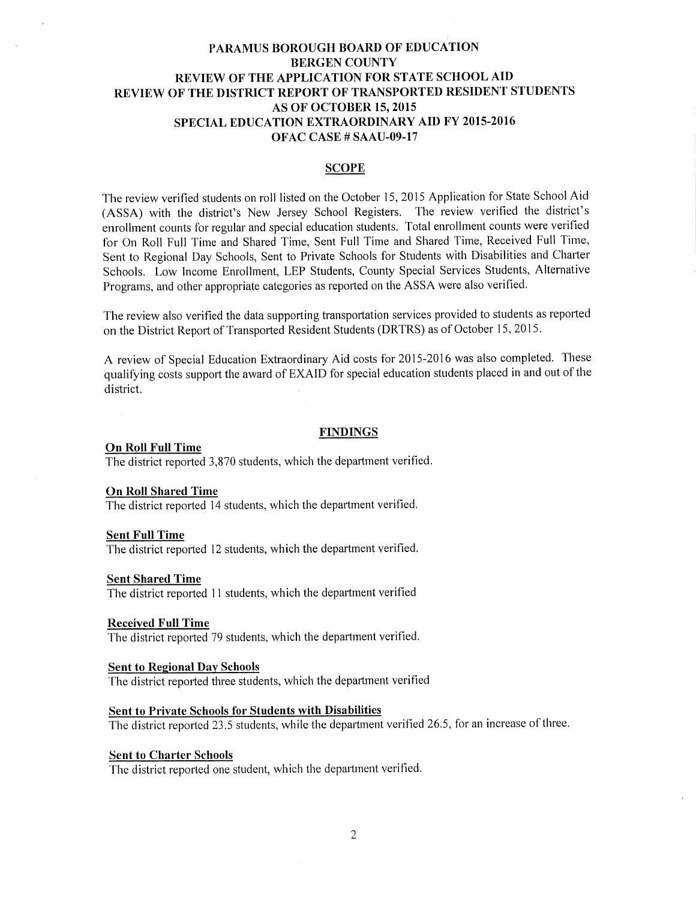# PARAMUS BOROUGH BOARD OF EDUCATION
## BERGEN COUNTY
## REVIEW OF THE APPLICATION FOR STATE SCHOOL AID
## REVIEW OF THE DISTRICT REPORT OF TRANSPORTED RESIDENT STUDENTS
## AS OF OCTOBER 15, 2015
## SPECIAL EDUCATION EXTRAORDINARY AID FY 2015-2016
## OFAC CASE # SAAU-09-17

### SCOPE

The review verified students on roll listed on the October 15, 2015 Application for State School Aid (ASSA) with the district's New Jersey School Registers. The review verified the district's enrollment counts for regular and special education students. Total enrollment counts were verified for On Roll Full Time and Shared Time, Sent Full Time and Shared Time, Received Full Time, Sent to Regional Day Schools, Sent to Private Schools for Students with Disabilities and Charter Schools. Low Income Enrollment, LEP Students, County Special Services Students, Alternative Programs, and other appropriate categories as reported on the ASSA were also verified.

The review also verified the data supporting transportation services provided to students as reported on the District Report of Transported Resident Students (DRTRS) as of October 15, 2015.

A review of Special Education Extraordinary Aid costs for 2015-2016 was also completed. These qualifying costs support the award of EXAID for special education students placed in and out of the district.

### FINDINGS

**On Roll Full Time**
The district reported 3,870 students, which the department verified.

**On Roll Shared Time**
The district reported 14 students, which the department verified.

**Sent Full Time**
The district reported 12 students, which the department verified.

**Sent Shared Time**
The district reported 11 students, which the department verified

**Received Full Time**
The district reported 79 students, which the department verified.

**Sent to Regional Day Schools**
The district reported three students, which the department verified

**Sent to Private Schools for Students with Disabilities**
The district reported 23.5 students, while the department verified 26.5, for an increase of three.

**Sent to Charter Schools**
The district reported one student, which the department verified.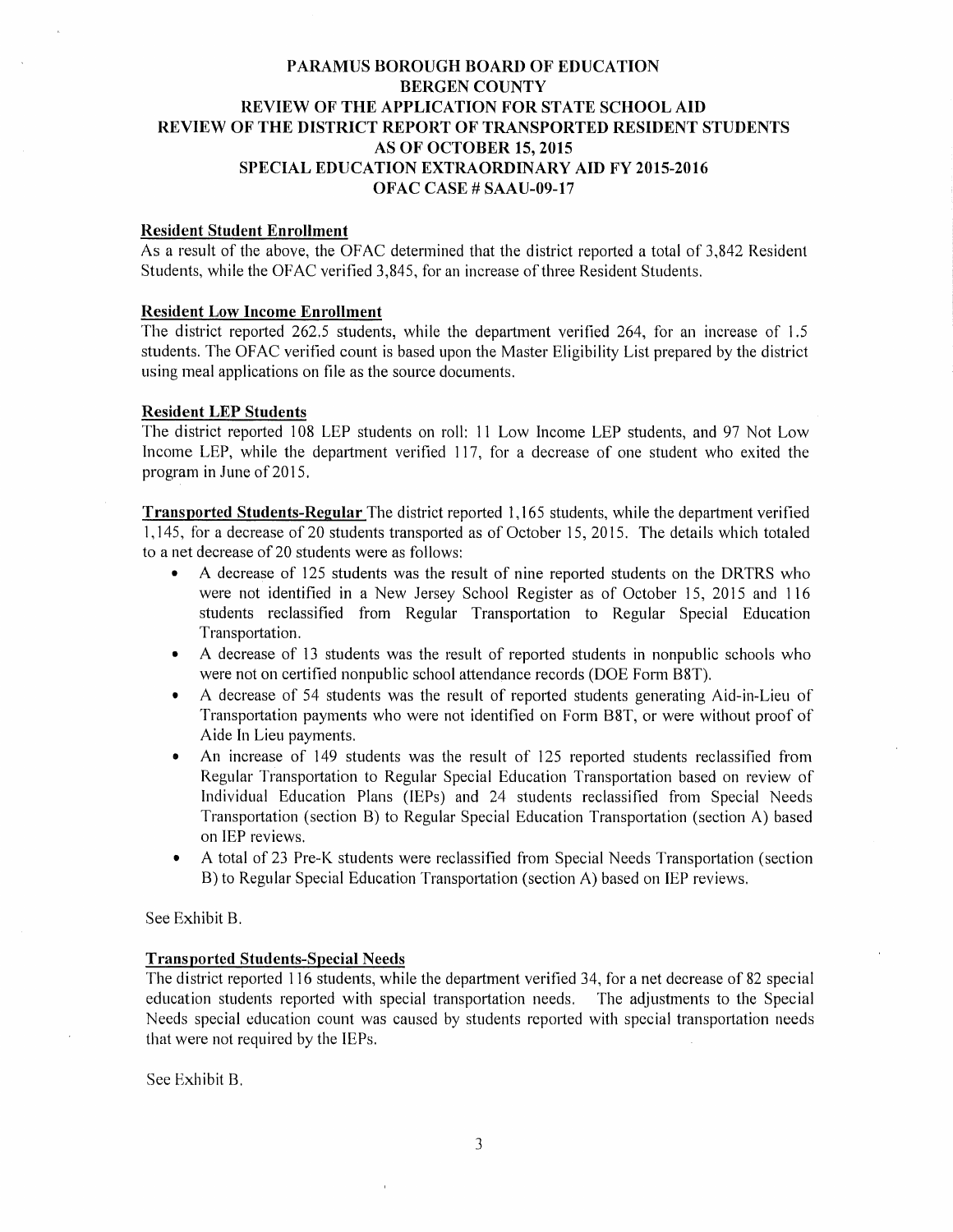# PARAMUS BOROUGH BOARD OF EDUCATION
## BERGEN COUNTY
## REVIEW OF THE APPLICATION FOR STATE SCHOOL AID
## REVIEW OF THE DISTRICT REPORT OF TRANSPORTED RESIDENT STUDENTS
## AS OF OCTOBER 15, 2015
## SPECIAL EDUCATION EXTRAORDINARY AID FY 2015-2016
## OFAC CASE # SAAU-09-17

**Resident Student Enrollment**

As a result of the above, the OFAC determined that the district reported a total of 3,842 Resident Students, while the OFAC verified 3,845, for an increase of three Resident Students.

**Resident Low Income Enrollment**

The district reported 262.5 students, while the department verified 264, for an increase of 1.5 students. The OFAC verified count is based upon the Master Eligibility List prepared by the district using meal applications on file as the source documents.

**Resident LEP Students**

The district reported 108 LEP students on roll: 11 Low Income LEP students, and 97 Not Low Income LEP, while the department verified 117, for a decrease of one student who exited the program in June of 2015.

**Transported Students-Regular** The district reported 1,165 students, while the department verified 1,145, for a decrease of 20 students transported as of October 15, 2015. The details which totaled to a net decrease of 20 students were as follows:

- A decrease of 125 students was the result of nine reported students on the DRTRS who were not identified in a New Jersey School Register as of October 15, 2015 and 116 students reclassified from Regular Transportation to Regular Special Education Transportation.
- A decrease of 13 students was the result of reported students in nonpublic schools who were not on certified nonpublic school attendance records (DOE Form B8T).
- A decrease of 54 students was the result of reported students generating Aid-in-Lieu of Transportation payments who were not identified on Form B8T, or were without proof of Aide In Lieu payments.
- An increase of 149 students was the result of 125 reported students reclassified from Regular Transportation to Regular Special Education Transportation based on review of Individual Education Plans (IEPs) and 24 students reclassified from Special Needs Transportation (section B) to Regular Special Education Transportation (section A) based on IEP reviews.
- A total of 23 Pre-K students were reclassified from Special Needs Transportation (section B) to Regular Special Education Transportation (section A) based on IEP reviews.

See Exhibit B.

**Transported Students-Special Needs**

The district reported 116 students, while the department verified 34, for a net decrease of 82 special education students reported with special transportation needs. The adjustments to the Special Needs special education count was caused by students reported with special transportation needs that were not required by the IEPs.

See Exhibit B.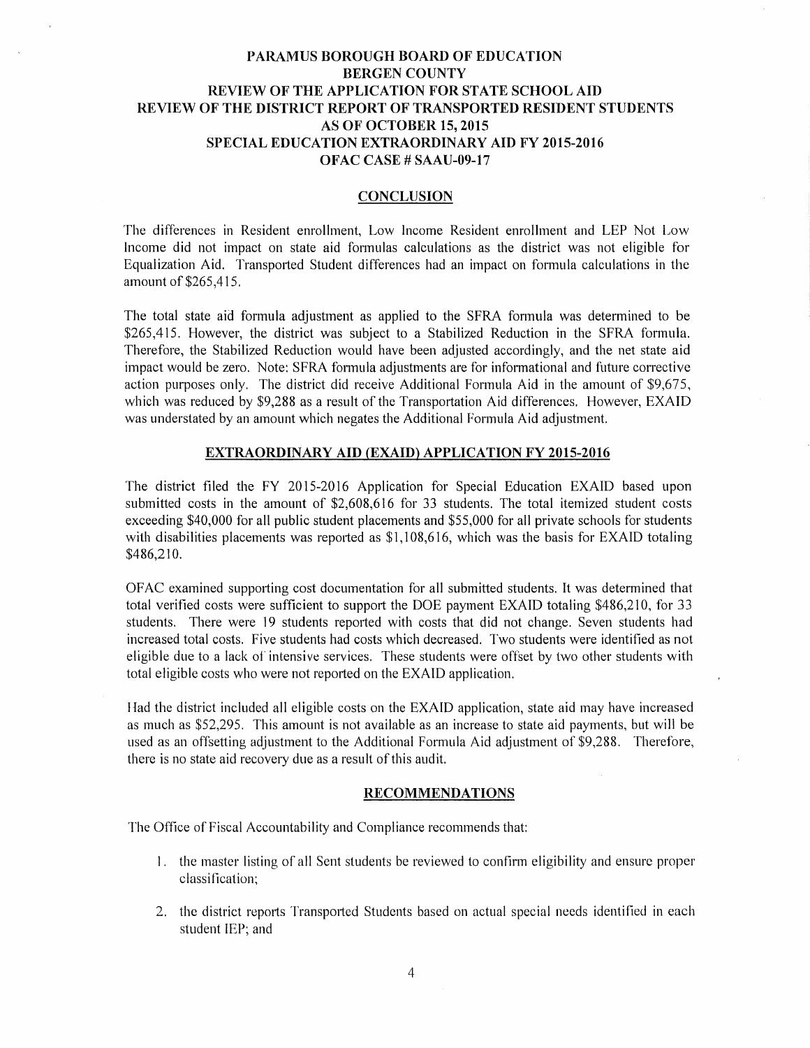# PARAMUS BOROUGH BOARD OF EDUCATION
# BERGEN COUNTY
# REVIEW OF THE APPLICATION FOR STATE SCHOOL AID
# REVIEW OF THE DISTRICT REPORT OF TRANSPORTED RESIDENT STUDENTS
# AS OF OCTOBER 15, 2015
# SPECIAL EDUCATION EXTRAORDINARY AID FY 2015-2016
# OFAC CASE # SAAU-09-17

## CONCLUSION

The differences in Resident enrollment, Low Income Resident enrollment and LEP Not Low Income did not impact on state aid formulas calculations as the district was not eligible for Equalization Aid. Transported Student differences had an impact on formula calculations in the amount of $265,415.

The total state aid formula adjustment as applied to the SFRA formula was determined to be $265,415. However, the district was subject to a Stabilized Reduction in the SFRA formula. Therefore, the Stabilized Reduction would have been adjusted accordingly, and the net state aid impact would be zero. Note: SFRA formula adjustments are for informational and future corrective action purposes only. The district did receive Additional Formula Aid in the amount of $9,675, which was reduced by $9,288 as a result of the Transportation Aid differences. However, EXAID was understated by an amount which negates the Additional Formula Aid adjustment.

## EXTRAORDINARY AID (EXAID) APPLICATION FY 2015-2016

The district filed the FY 2015-2016 Application for Special Education EXAID based upon submitted costs in the amount of $2,608,616 for 33 students. The total itemized student costs exceeding $40,000 for all public student placements and $55,000 for all private schools for students with disabilities placements was reported as $1,108,616, which was the basis for EXAID totaling $486,210.

OFAC examined supporting cost documentation for all submitted students. It was determined that total verified costs were sufficient to support the DOE payment EXAID totaling $486,210, for 33 students. There were 19 students reported with costs that did not change. Seven students had increased total costs. Five students had costs which decreased. Two students were identified as not eligible due to a lack of intensive services. These students were offset by two other students with total eligible costs who were not reported on the EXAID application.

Had the district included all eligible costs on the EXAID application, state aid may have increased as much as $52,295. This amount is not available as an increase to state aid payments, but will be used as an offsetting adjustment to the Additional Formula Aid adjustment of $9,288. Therefore, there is no state aid recovery due as a result of this audit.

## RECOMMENDATIONS

The Office of Fiscal Accountability and Compliance recommends that:

1. the master listing of all Sent students be reviewed to confirm eligibility and ensure proper classification;

2. the district reports Transported Students based on actual special needs identified in each student IEP; and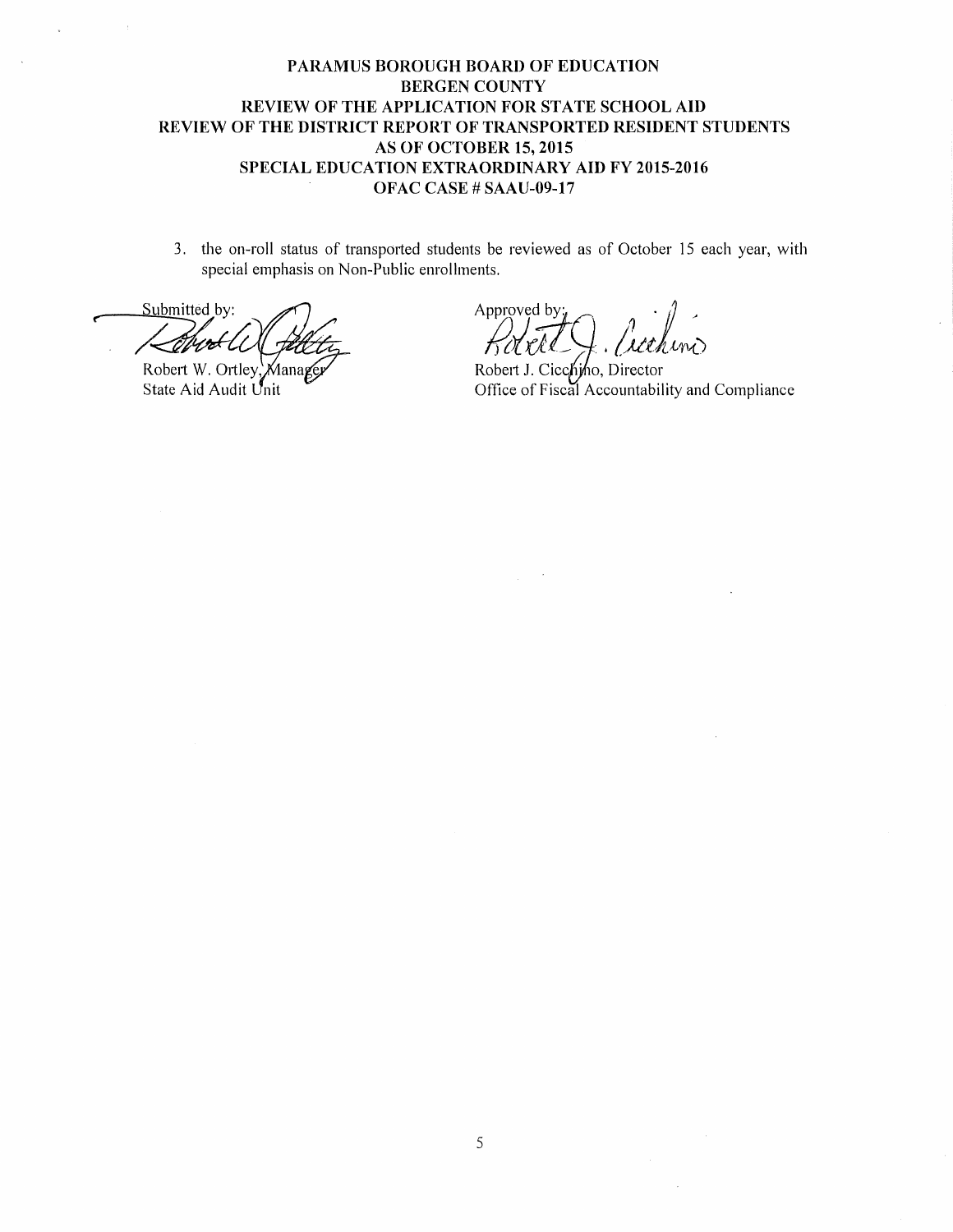**PARAMUS BOROUGH BOARD OF EDUCATION**
**BERGEN COUNTY**
**REVIEW OF THE APPLICATION FOR STATE SCHOOL AID**
**REVIEW OF THE DISTRICT REPORT OF TRANSPORTED RESIDENT STUDENTS**
**AS OF OCTOBER 15, 2015**
**SPECIAL EDUCATION EXTRAORDINARY AID FY 2015-2016**
**OFAC CASE # SAAU-09-17**

3. the on-roll status of transported students be reviewed as of October 15 each year, with special emphasis on Non-Public enrollments.

Submitted by:

Robert W. Ortley, Manager
State Aid Audit Unit

Approved by:

Robert J. Cicchino, Director
Office of Fiscal Accountability and Compliance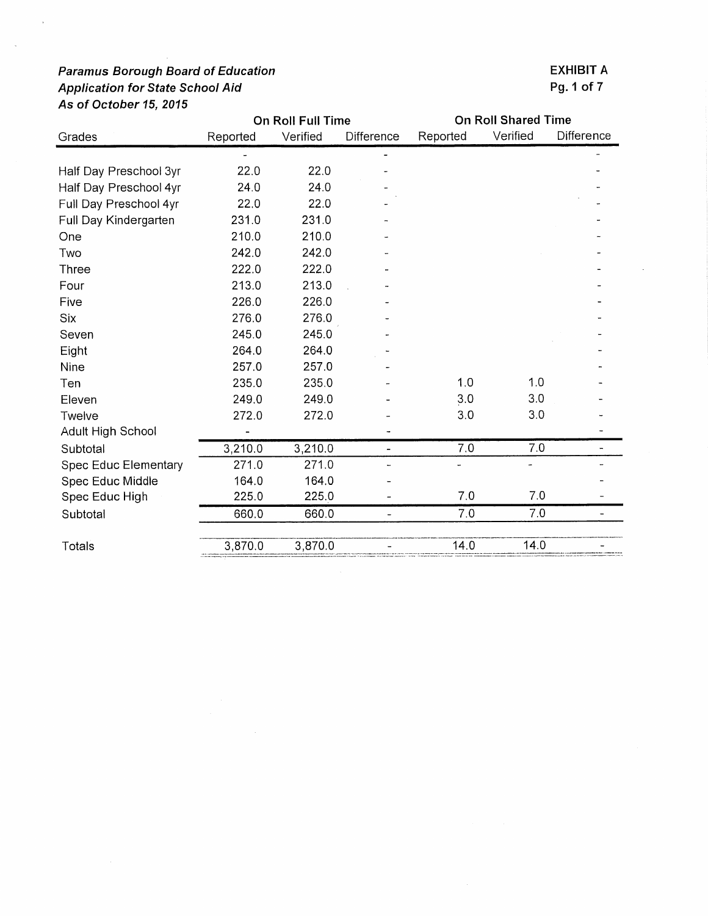*Paramus Borough Board of Education*
*Application for State School Aid*
*As of October 15, 2015*

**EXHIBIT A**
**Pg. 1 of 7**

| Grades | On Roll Full Time | | | On Roll Shared Time | | |
|---|---|---|---|---|---|---|
| | Reported | Verified | Difference | Reported | Verified | Difference |
| | - | | - | | | - |
| Half Day Preschool 3yr | 22.0 | 22.0 | - | | | - |
| Half Day Preschool 4yr | 24.0 | 24.0 | - | | | - |
| Full Day Preschool 4yr | 22.0 | 22.0 | - | | | - |
| Full Day Kindergarten | 231.0 | 231.0 | - | | | - |
| One | 210.0 | 210.0 | - | | | - |
| Two | 242.0 | 242.0 | - | | | - |
| Three | 222.0 | 222.0 | - | | | - |
| Four | 213.0 | 213.0 | - | | | - |
| Five | 226.0 | 226.0 | - | | | - |
| Six | 276.0 | 276.0 | - | | | - |
| Seven | 245.0 | 245.0 | - | | | - |
| Eight | 264.0 | 264.0 | - | | | - |
| Nine | 257.0 | 257.0 | - | | | - |
| Ten | 235.0 | 235.0 | - | 1.0 | 1.0 | - |
| Eleven | 249.0 | 249.0 | - | 3.0 | 3.0 | - |
| Twelve | 272.0 | 272.0 | - | 3.0 | 3.0 | - |
| Adult High School | - | | - | | | - |
| Subtotal | 3,210.0 | 3,210.0 | - | 7.0 | 7.0 | - |
| Spec Educ Elementary | 271.0 | 271.0 | - | - | - | - |
| Spec Educ Middle | 164.0 | 164.0 | - | | | - |
| Spec Educ High | 225.0 | 225.0 | - | 7.0 | 7.0 | - |
| Subtotal | 660.0 | 660.0 | - | 7.0 | 7.0 | - |
| Totals | 3,870.0 | 3,870.0 | - | 14.0 | 14.0 | - |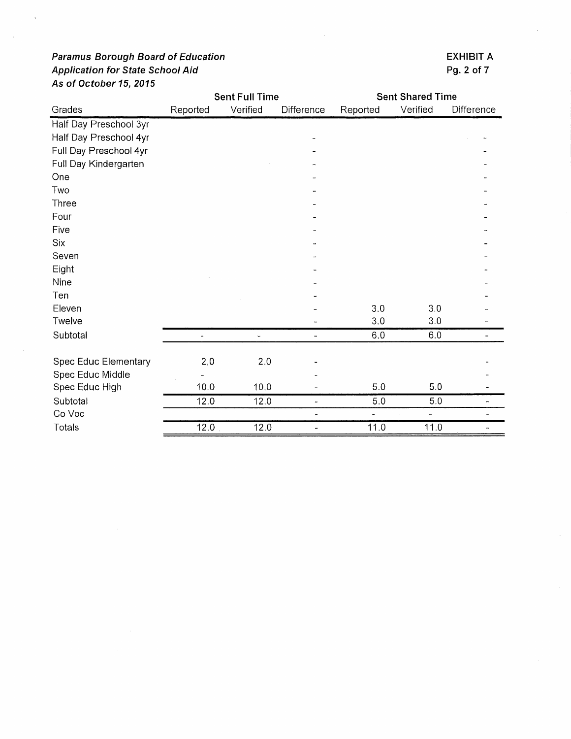*Paramus Borough Board of Education*
*Application for State School Aid*
*As of October 15, 2015*

**EXHIBIT A**
**Pg. 2 of 7**

| Grades | Sent Full Time | | | Sent Shared Time | | |
|---|---|---|---|---|---|---|
| | Reported | Verified | Difference | Reported | Verified | Difference |
| Half Day Preschool 3yr | | | | | | |
| Half Day Preschool 4yr | | | - | | | - |
| Full Day Preschool 4yr | | | - | | | - |
| Full Day Kindergarten | | | - | | | - |
| One | | | - | | | - |
| Two | | | - | | | - |
| Three | | | - | | | - |
| Four | | | - | | | - |
| Five | | | - | | | - |
| Six | | | - | | | - |
| Seven | | | - | | | - |
| Eight | | | - | | | - |
| Nine | | | - | | | - |
| Ten | | | - | | | - |
| Eleven | | | - | 3.0 | 3.0 | - |
| Twelve | | | - | 3.0 | 3.0 | - |
| Subtotal | - | - | - | 6.0 | 6.0 | - |
| | | | | | | |
| Spec Educ Elementary | 2.0 | 2.0 | - | | | - |
| Spec Educ Middle | - | | - | | | - |
| Spec Educ High | 10.0 | 10.0 | - | 5.0 | 5.0 | - |
| Subtotal | 12.0 | 12.0 | - | 5.0 | 5.0 | - |
| Co Voc | | | - | - | - | - |
| Totals | 12.0 | 12.0 | - | 11.0 | 11.0 | - |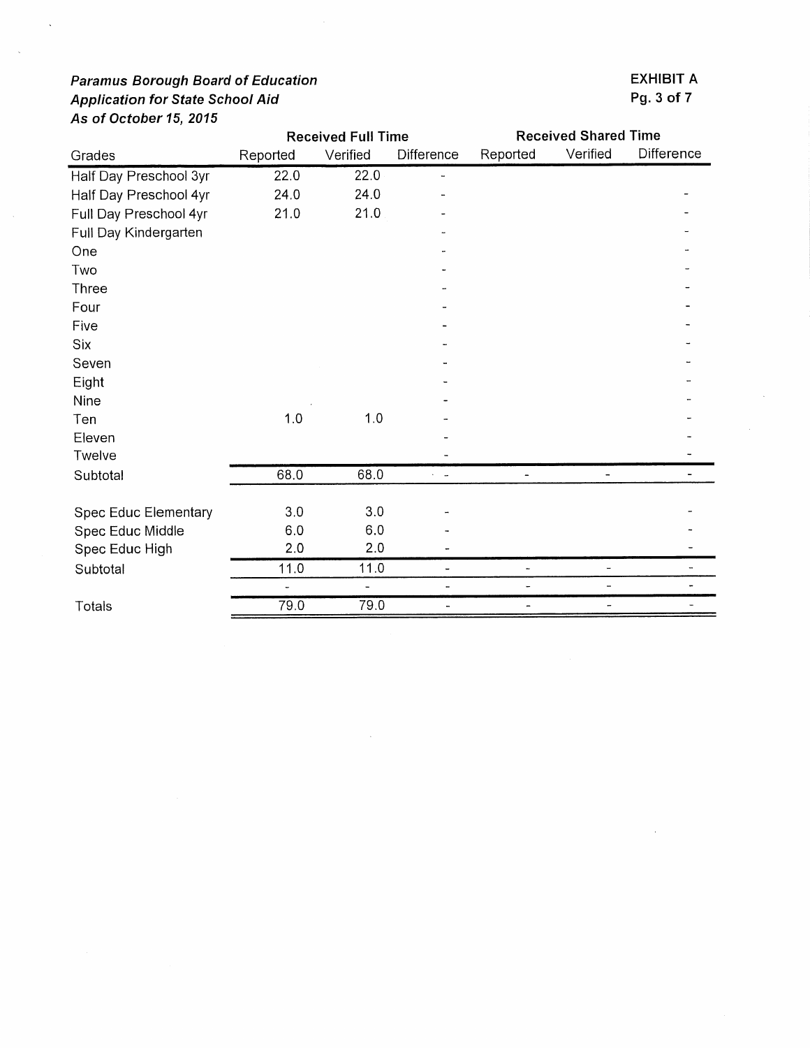***Paramus Borough Board of Education***
***Application for State School Aid***
***As of October 15, 2015***

**EXHIBIT A**
**Pg. 3 of 7**

| | Received Full Time | | | Received Shared Time | | |
|---|---|---|---|---|---|---|
| Grades | Reported | Verified | Difference | Reported | Verified | Difference |
| Half Day Preschool 3yr | 22.0 | 22.0 | - | | | |
| Half Day Preschool 4yr | 24.0 | 24.0 | - | | | - |
| Full Day Preschool 4yr | 21.0 | 21.0 | - | | | - |
| Full Day Kindergarten | | | - | | | - |
| One | | | - | | | - |
| Two | | | - | | | - |
| Three | | | - | | | - |
| Four | | | - | | | - |
| Five | | | - | | | - |
| Six | | | - | | | - |
| Seven | | | - | | | - |
| Eight | | | - | | | - |
| Nine | | | - | | | - |
| Ten | 1.0 | 1.0 | - | | | - |
| Eleven | | | - | | | - |
| Twelve | | | - | | | - |
| Subtotal | 68.0 | 68.0 | - | - | - | - |
| | | | | | | |
| Spec Educ Elementary | 3.0 | 3.0 | - | | | - |
| Spec Educ Middle | 6.0 | 6.0 | - | | | - |
| Spec Educ High | 2.0 | 2.0 | - | | | - |
| Subtotal | 11.0 | 11.0 | - | - | - | - |
| | - | - | - | - | - | - |
| Totals | 79.0 | 79.0 | - | - | - | - |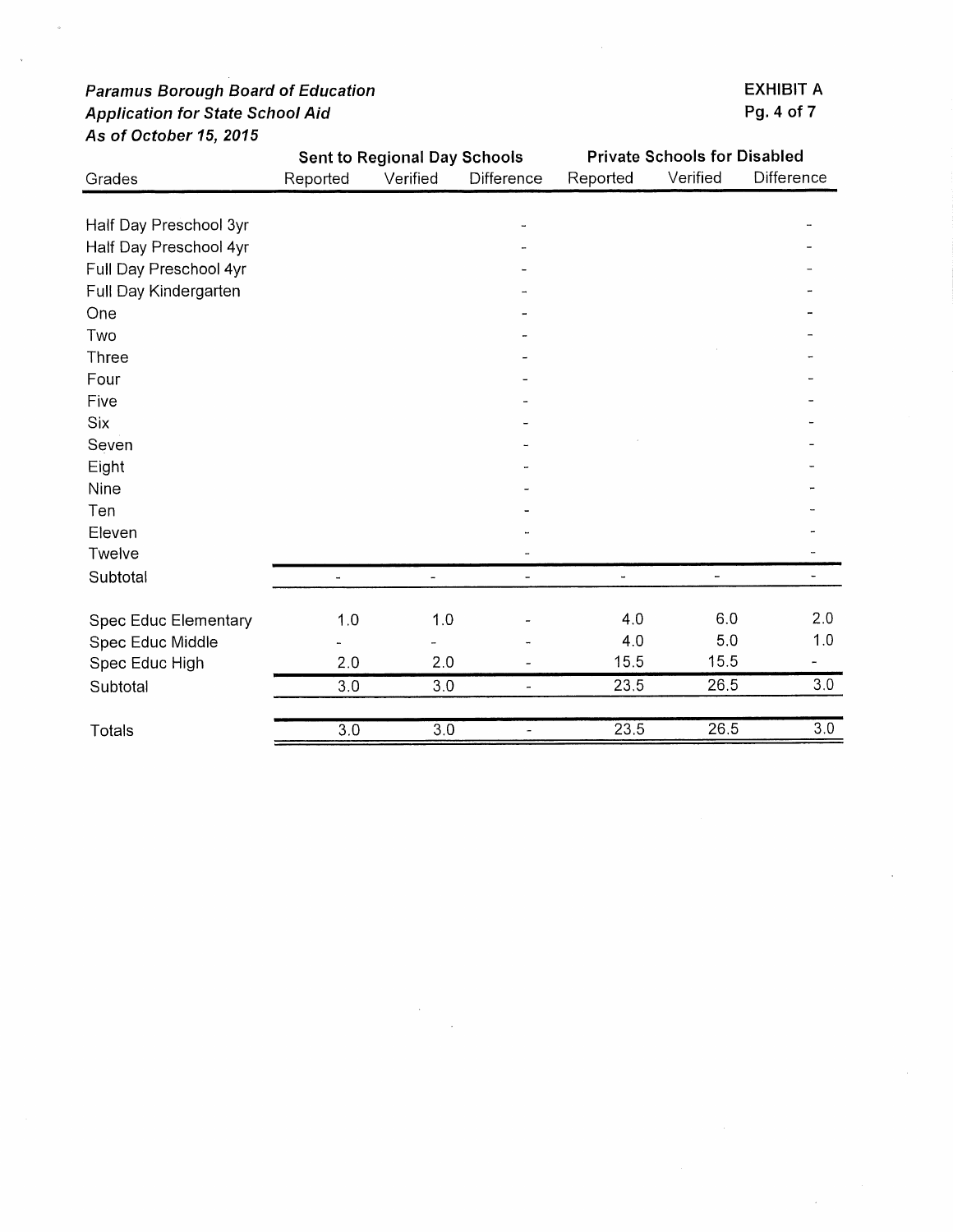***Paramus Borough Board of Education***
***Application for State School Aid***
***As of October 15, 2015***

**EXHIBIT A**

| Grades | Sent to Regional Day Schools | | | Private Schools for Disabled | | |
|---|---|---|---|---|---|---|
| | Reported | Verified | Difference | Reported | Verified | Difference |
| Half Day Preschool 3yr | | | - | | | - |
| Half Day Preschool 4yr | | | - | | | - |
| Full Day Preschool 4yr | | | - | | | - |
| Full Day Kindergarten | | | - | | | - |
| One | | | - | | | - |
| Two | | | - | | | - |
| Three | | | - | | | - |
| Four | | | - | | | - |
| Five | | | - | | | - |
| Six | | | - | | | - |
| Seven | | | - | | | - |
| Eight | | | - | | | - |
| Nine | | | - | | | - |
| Ten | | | - | | | - |
| Eleven | | | - | | | - |
| Twelve | | | - | | | - |
| Subtotal | - | - | - | - | - | - |
| Spec Educ Elementary | 1.0 | 1.0 | - | 4.0 | 6.0 | 2.0 |
| Spec Educ Middle | - | - | - | 4.0 | 5.0 | 1.0 |
| Spec Educ High | 2.0 | 2.0 | - | 15.5 | 15.5 | - |
| Subtotal | 3.0 | 3.0 | - | 23.5 | 26.5 | 3.0 |
| Totals | 3.0 | 3.0 | - | 23.5 | 26.5 | 3.0 |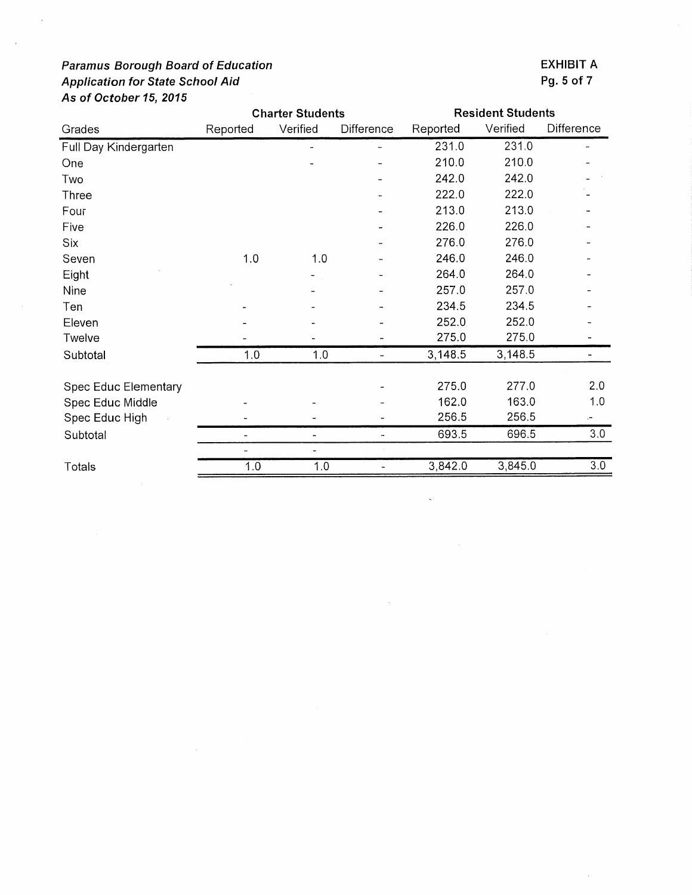***Paramus Borough Board of Education***
***Application for State School Aid***
***As of October 15, 2015***

**EXHIBIT A**
**Pg. 5 of 7**

| Grades | Charter Students | | | Resident Students | | |
|---|---|---|---|---|---|---|
| | Reported | Verified | Difference | Reported | Verified | Difference |
| Full Day Kindergarten | | - | - | 231.0 | 231.0 | - |
| One | | - | - | 210.0 | 210.0 | - |
| Two | | | - | 242.0 | 242.0 | - |
| Three | | | - | 222.0 | 222.0 | - |
| Four | | | - | 213.0 | 213.0 | - |
| Five | | | - | 226.0 | 226.0 | - |
| Six | | | - | 276.0 | 276.0 | - |
| Seven | 1.0 | 1.0 | - | 246.0 | 246.0 | - |
| Eight | | - | - | 264.0 | 264.0 | - |
| Nine | | - | - | 257.0 | 257.0 | - |
| Ten | - | - | - | 234.5 | 234.5 | - |
| Eleven | - | - | - | 252.0 | 252.0 | - |
| Twelve | - | - | - | 275.0 | 275.0 | - |
| Subtotal | 1.0 | 1.0 | - | 3,148.5 | 3,148.5 | - |
| | | | | | | |
| Spec Educ Elementary | | | - | 275.0 | 277.0 | 2.0 |
| Spec Educ Middle | - | - | - | 162.0 | 163.0 | 1.0 |
| Spec Educ High | - | - | - | 256.5 | 256.5 | - |
| Subtotal | - | - | - | 693.5 | 696.5 | 3.0 |
| | - | - | | | | |
| Totals | 1.0 | 1.0 | - | 3,842.0 | 3,845.0 | 3.0 |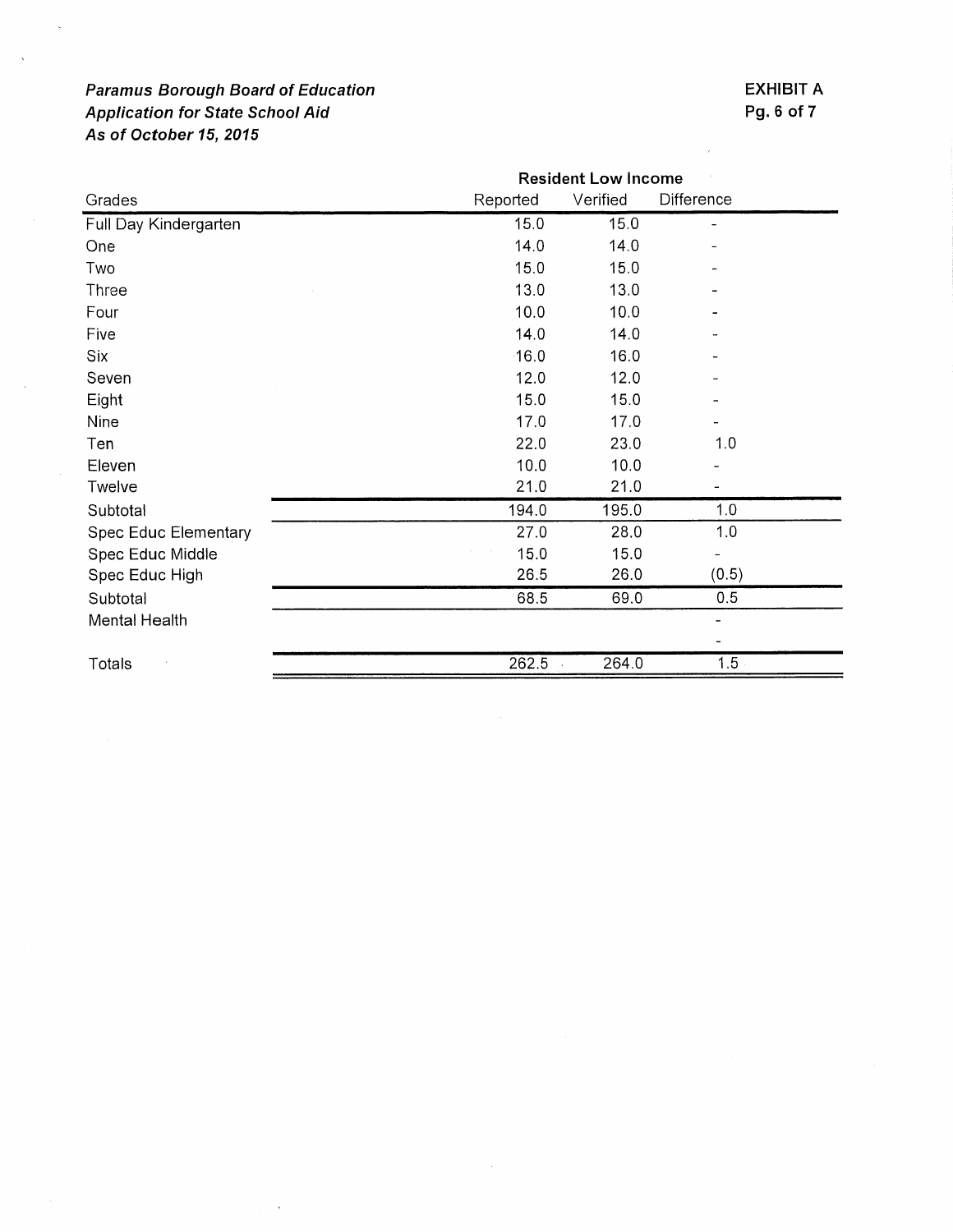***Paramus Borough Board of Education***
***Application for State School Aid***
***As of October 15, 2015***

**EXHIBIT A**
**Pg. 6 of 7**

| Grades | Resident Low Income | | |
|---|---|---|---|
| | Reported | Verified | Difference |
| Full Day Kindergarten | 15.0 | 15.0 | - |
| One | 14.0 | 14.0 | - |
| Two | 15.0 | 15.0 | - |
| Three | 13.0 | 13.0 | - |
| Four | 10.0 | 10.0 | - |
| Five | 14.0 | 14.0 | - |
| Six | 16.0 | 16.0 | - |
| Seven | 12.0 | 12.0 | - |
| Eight | 15.0 | 15.0 | - |
| Nine | 17.0 | 17.0 | - |
| Ten | 22.0 | 23.0 | 1.0 |
| Eleven | 10.0 | 10.0 | - |
| Twelve | 21.0 | 21.0 | - |
| Subtotal | 194.0 | 195.0 | 1.0 |
| Spec Educ Elementary | 27.0 | 28.0 | 1.0 |
| Spec Educ Middle | 15.0 | 15.0 | - |
| Spec Educ High | 26.5 | 26.0 | (0.5) |
| Subtotal | 68.5 | 69.0 | 0.5 |
| Mental Health | | | - |
| | | | - |
| Totals | 262.5 | 264.0 | 1.5 |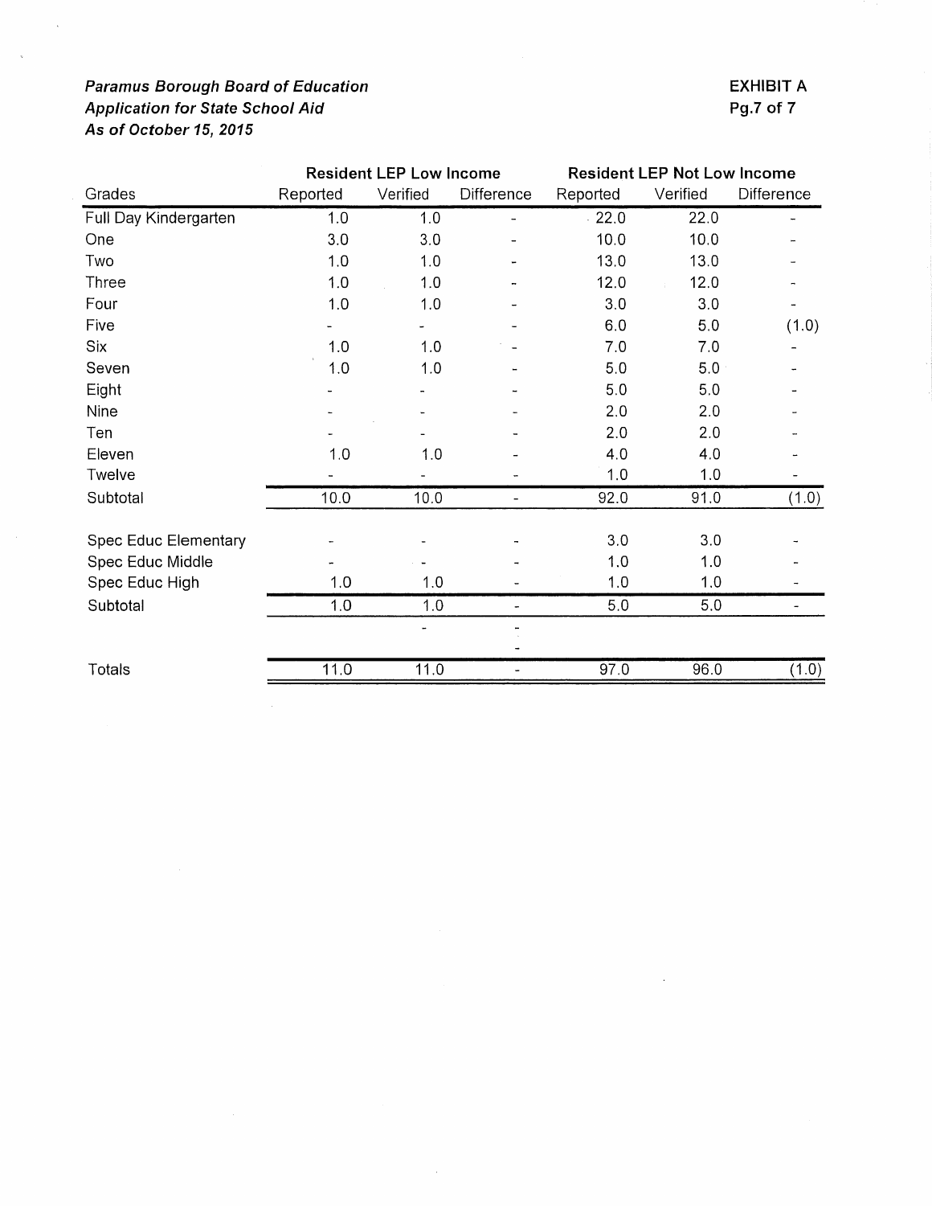***Paramus Borough Board of Education***
***Application for State School Aid***
***As of October 15, 2015***

**EXHIBIT A**

| Grades | Resident LEP Low Income | | | Resident LEP Not Low Income | | |
|---|---|---|---|---|---|---|
| | Reported | Verified | Difference | Reported | Verified | Difference |
| Full Day Kindergarten | 1.0 | 1.0 | - | 22.0 | 22.0 | - |
| One | 3.0 | 3.0 | - | 10.0 | 10.0 | - |
| Two | 1.0 | 1.0 | - | 13.0 | 13.0 | - |
| Three | 1.0 | 1.0 | - | 12.0 | 12.0 | - |
| Four | 1.0 | 1.0 | - | 3.0 | 3.0 | - |
| Five | - | - | - | 6.0 | 5.0 | (1.0) |
| Six | 1.0 | 1.0 | - | 7.0 | 7.0 | - |
| Seven | 1.0 | 1.0 | - | 5.0 | 5.0 | - |
| Eight | - | - | - | 5.0 | 5.0 | - |
| Nine | - | - | - | 2.0 | 2.0 | - |
| Ten | - | - | - | 2.0 | 2.0 | - |
| Eleven | 1.0 | 1.0 | - | 4.0 | 4.0 | - |
| Twelve | - | - | - | 1.0 | 1.0 | - |
| Subtotal | 10.0 | 10.0 | - | 92.0 | 91.0 | (1.0) |
| Spec Educ Elementary | - | - | - | 3.0 | 3.0 | - |
| Spec Educ Middle | - | - | - | 1.0 | 1.0 | - |
| Spec Educ High | 1.0 | 1.0 | - | 1.0 | 1.0 | - |
| Subtotal | 1.0 | 1.0 | - | 5.0 | 5.0 | - |
| | | - | - | | | |
| | | | - | | | |
| Totals | 11.0 | 11.0 | - | 97.0 | 96.0 | (1.0) |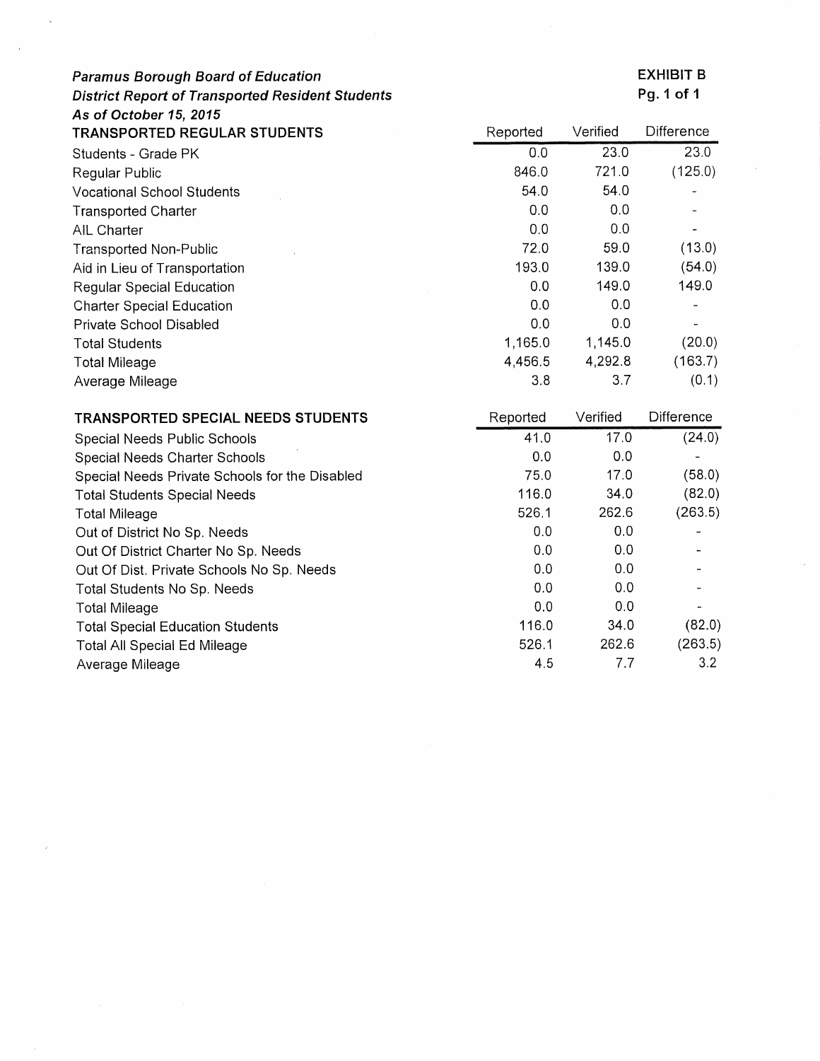***Paramus Borough Board of Education***
***District Report of Transported Resident Students***
***As of October 15, 2015***

**EXHIBIT B**
**Pg. 1 of 1**

| TRANSPORTED REGULAR STUDENTS | Reported | Verified | Difference |
|---|---|---|---|
| Students - Grade PK | 0.0 | 23.0 | 23.0 |
| Regular Public | 846.0 | 721.0 | (125.0) |
| Vocational School Students | 54.0 | 54.0 | - |
| Transported Charter | 0.0 | 0.0 | - |
| AIL Charter | 0.0 | 0.0 | - |
| Transported Non-Public | 72.0 | 59.0 | (13.0) |
| Aid in Lieu of Transportation | 193.0 | 139.0 | (54.0) |
| Regular Special Education | 0.0 | 149.0 | 149.0 |
| Charter Special Education | 0.0 | 0.0 | - |
| Private School Disabled | 0.0 | 0.0 | - |
| Total Students | 1,165.0 | 1,145.0 | (20.0) |
| Total Mileage | 4,456.5 | 4,292.8 | (163.7) |
| Average Mileage | 3.8 | 3.7 | (0.1) |

| TRANSPORTED SPECIAL NEEDS STUDENTS | Reported | Verified | Difference |
|---|---|---|---|
| Special Needs Public Schools | 41.0 | 17.0 | (24.0) |
| Special Needs Charter Schools | 0.0 | 0.0 | - |
| Special Needs Private Schools for the Disabled | 75.0 | 17.0 | (58.0) |
| Total Students Special Needs | 116.0 | 34.0 | (82.0) |
| Total Mileage | 526.1 | 262.6 | (263.5) |
| Out of District No Sp. Needs | 0.0 | 0.0 | - |
| Out Of District Charter No Sp. Needs | 0.0 | 0.0 | - |
| Out Of Dist. Private Schools No Sp. Needs | 0.0 | 0.0 | - |
| Total Students No Sp. Needs | 0.0 | 0.0 | - |
| Total Mileage | 0.0 | 0.0 | - |
| Total Special Education Students | 116.0 | 34.0 | (82.0) |
| Total All Special Ed Mileage | 526.1 | 262.6 | (263.5) |
| Average Mileage | 4.5 | 7.7 | 3.2 |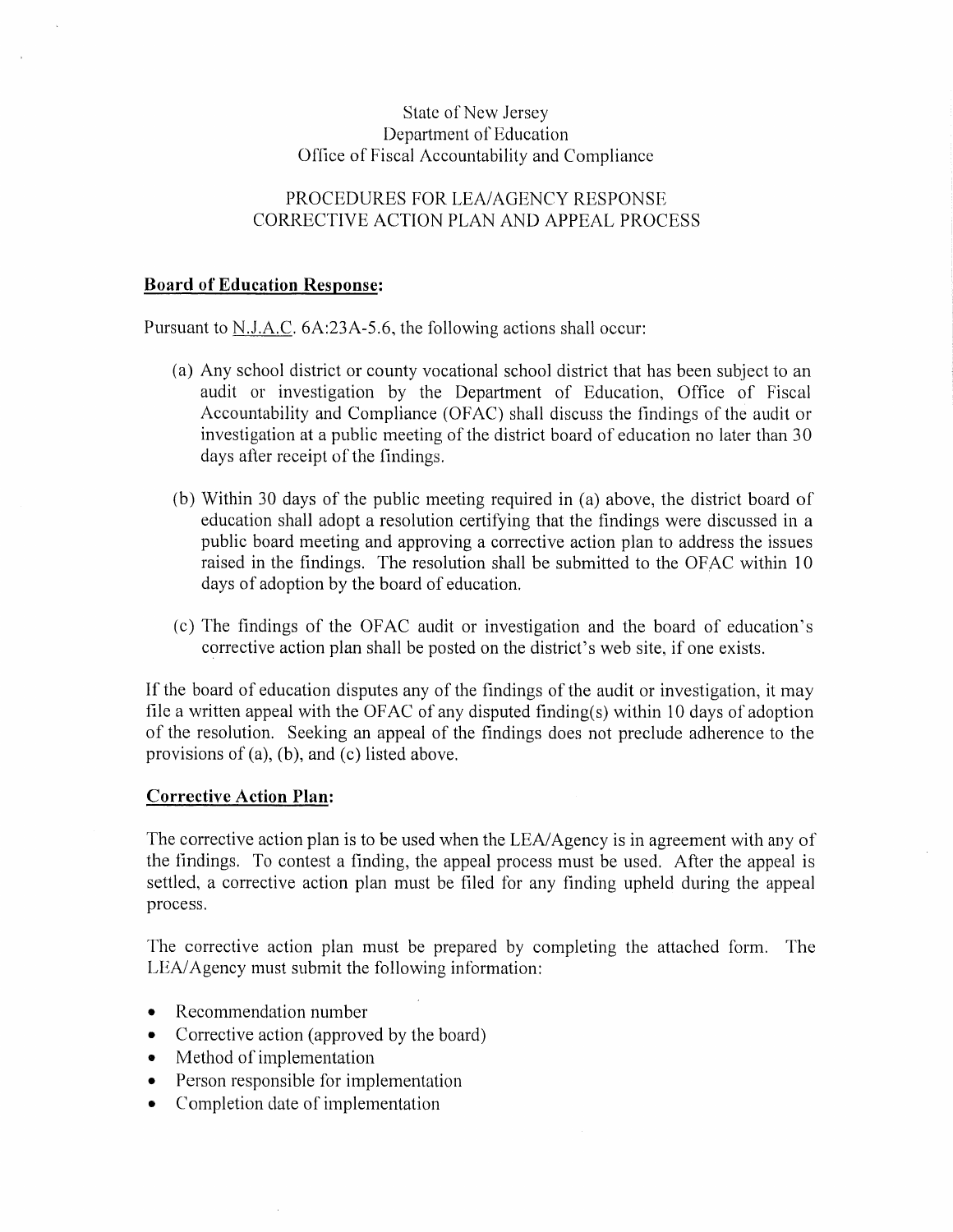State of New Jersey
Department of Education
Office of Fiscal Accountability and Compliance

PROCEDURES FOR LEA/AGENCY RESPONSE
CORRECTIVE ACTION PLAN AND APPEAL PROCESS

**Board of Education Response:**

Pursuant to N.J.A.C. 6A:23A-5.6, the following actions shall occur:

(a) Any school district or county vocational school district that has been subject to an audit or investigation by the Department of Education, Office of Fiscal Accountability and Compliance (OFAC) shall discuss the findings of the audit or investigation at a public meeting of the district board of education no later than 30 days after receipt of the findings.

(b) Within 30 days of the public meeting required in (a) above, the district board of education shall adopt a resolution certifying that the findings were discussed in a public board meeting and approving a corrective action plan to address the issues raised in the findings. The resolution shall be submitted to the OFAC within 10 days of adoption by the board of education.

(c) The findings of the OFAC audit or investigation and the board of education's corrective action plan shall be posted on the district's web site, if one exists.

If the board of education disputes any of the findings of the audit or investigation, it may file a written appeal with the OFAC of any disputed finding(s) within 10 days of adoption of the resolution. Seeking an appeal of the findings does not preclude adherence to the provisions of (a), (b), and (c) listed above.

**Corrective Action Plan:**

The corrective action plan is to be used when the LEA/Agency is in agreement with any of the findings. To contest a finding, the appeal process must be used. After the appeal is settled, a corrective action plan must be filed for any finding upheld during the appeal process.

The corrective action plan must be prepared by completing the attached form. The LEA/Agency must submit the following information:

- Recommendation number
- Corrective action (approved by the board)
- Method of implementation
- Person responsible for implementation
- Completion date of implementation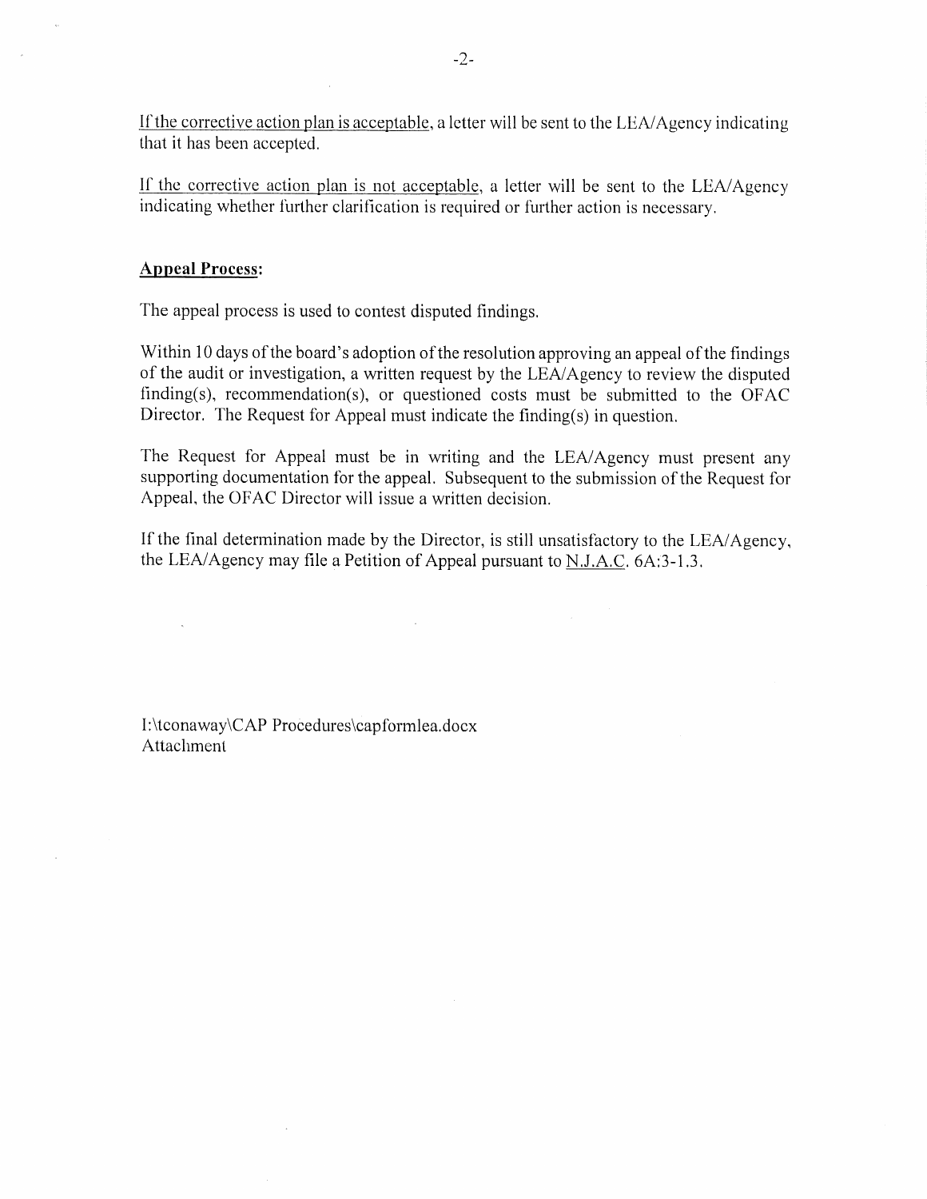<u>If the corrective action plan is acceptable</u>, a letter will be sent to the LEA/Agency indicating that it has been accepted.

<u>If the corrective action plan is not acceptable</u>, a letter will be sent to the LEA/Agency indicating whether further clarification is required or further action is necessary.

**<u>Appeal Process</u>:**

The appeal process is used to contest disputed findings.

Within 10 days of the board's adoption of the resolution approving an appeal of the findings of the audit or investigation, a written request by the LEA/Agency to review the disputed finding(s), recommendation(s), or questioned costs must be submitted to the OFAC Director. The Request for Appeal must indicate the finding(s) in question.

The Request for Appeal must be in writing and the LEA/Agency must present any supporting documentation for the appeal. Subsequent to the submission of the Request for Appeal, the OFAC Director will issue a written decision.

If the final determination made by the Director, is still unsatisfactory to the LEA/Agency, the LEA/Agency may file a Petition of Appeal pursuant to <u>N.J.A.C.</u> 6A:3-1.3.

I:\tconaway\CAP Procedures\capformlea.docx
Attachment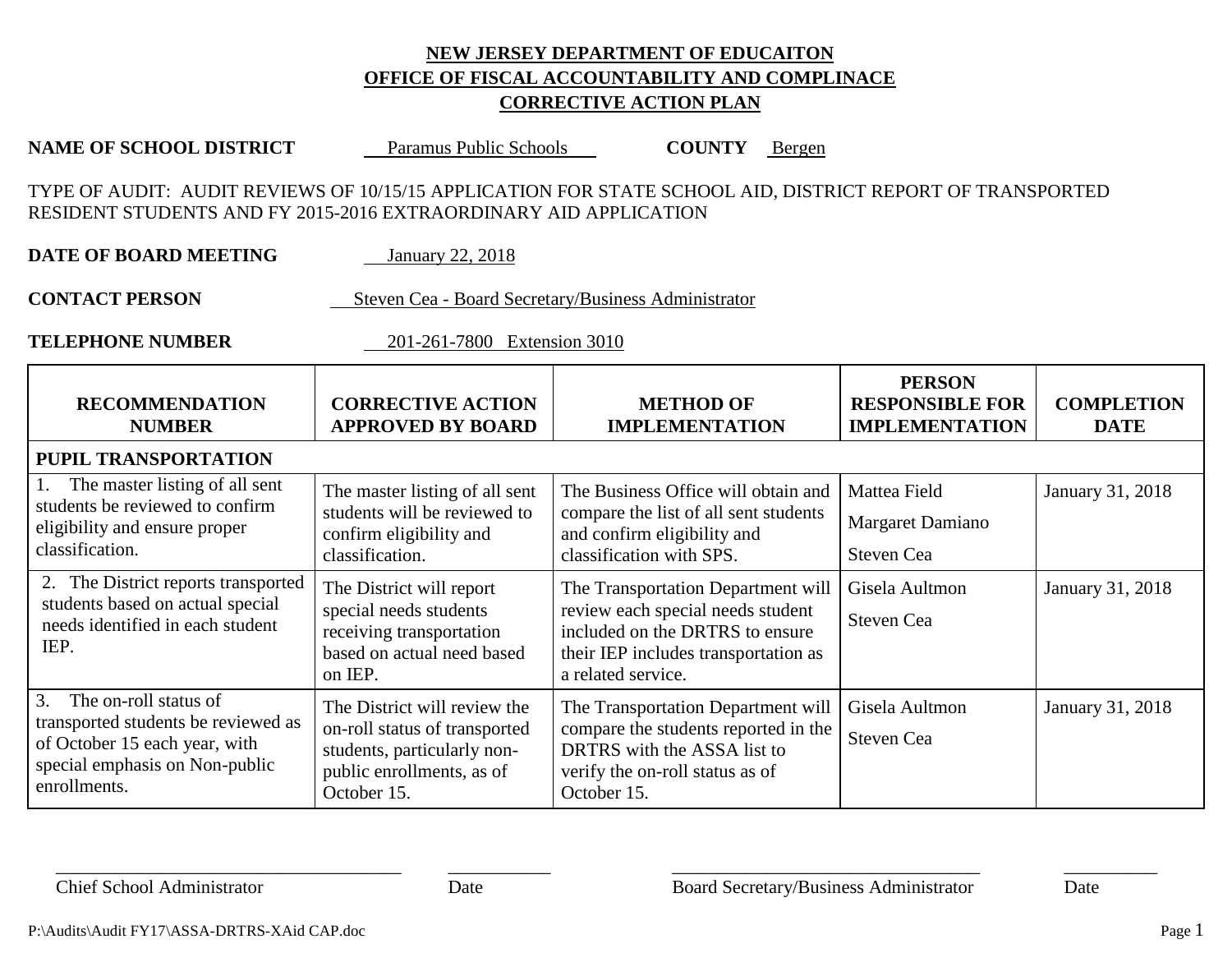**NEW JERSEY DEPARTMENT OF EDUCAITON**
**OFFICE OF FISCAL ACCOUNTABILITY AND COMPLINACE**
**CORRECTIVE ACTION PLAN**

**NAME OF SCHOOL DISTRICT** Paramus Public Schools **COUNTY** Bergen

TYPE OF AUDIT: AUDIT REVIEWS OF 10/15/15 APPLICATION FOR STATE SCHOOL AID, DISTRICT REPORT OF TRANSPORTED RESIDENT STUDENTS AND FY 2015-2016 EXTRAORDINARY AID APPLICATION

**DATE OF BOARD MEETING** January 22, 2018

**CONTACT PERSON** Steven Cea - Board Secretary/Business Administrator

**TELEPHONE NUMBER** 201-261-7800 Extension 3010

| RECOMMENDATION NUMBER | CORRECTIVE ACTION APPROVED BY BOARD | METHOD OF IMPLEMENTATION | PERSON RESPONSIBLE FOR IMPLEMENTATION | COMPLETION DATE |
|---|---|---|---|---|
| **PUPIL TRANSPORTATION** | | | | |
| 1. The master listing of all sent students be reviewed to confirm eligibility and ensure proper classification. | The master listing of all sent students will be reviewed to confirm eligibility and classification. | The Business Office will obtain and compare the list of all sent students and confirm eligibility and classification with SPS. | Mattea Field<br>Margaret Damiano<br>Steven Cea | January 31, 2018 |
| 2. The District reports transported students based on actual special needs identified in each student IEP. | The District will report special needs students receiving transportation based on actual need based on IEP. | The Transportation Department will review each special needs student included on the DRTRS to ensure their IEP includes transportation as a related service. | Gisela Aultmon<br>Steven Cea | January 31, 2018 |
| 3. The on-roll status of transported students be reviewed as of October 15 each year, with special emphasis on Non-public enrollments. | The District will review the on-roll status of transported students, particularly non-public enrollments, as of October 15. | The Transportation Department will compare the students reported in the DRTRS with the ASSA list to verify the on-roll status as of October 15. | Gisela Aultmon<br>Steven Cea | January 31, 2018 |

_______________________________ Chief School Administrator _________ Date

_______________________________ Board Secretary/Business Administrator _________ Date

P:\Audits\Audit FY17\ASSA-DRTRS-XAid CAP.doc